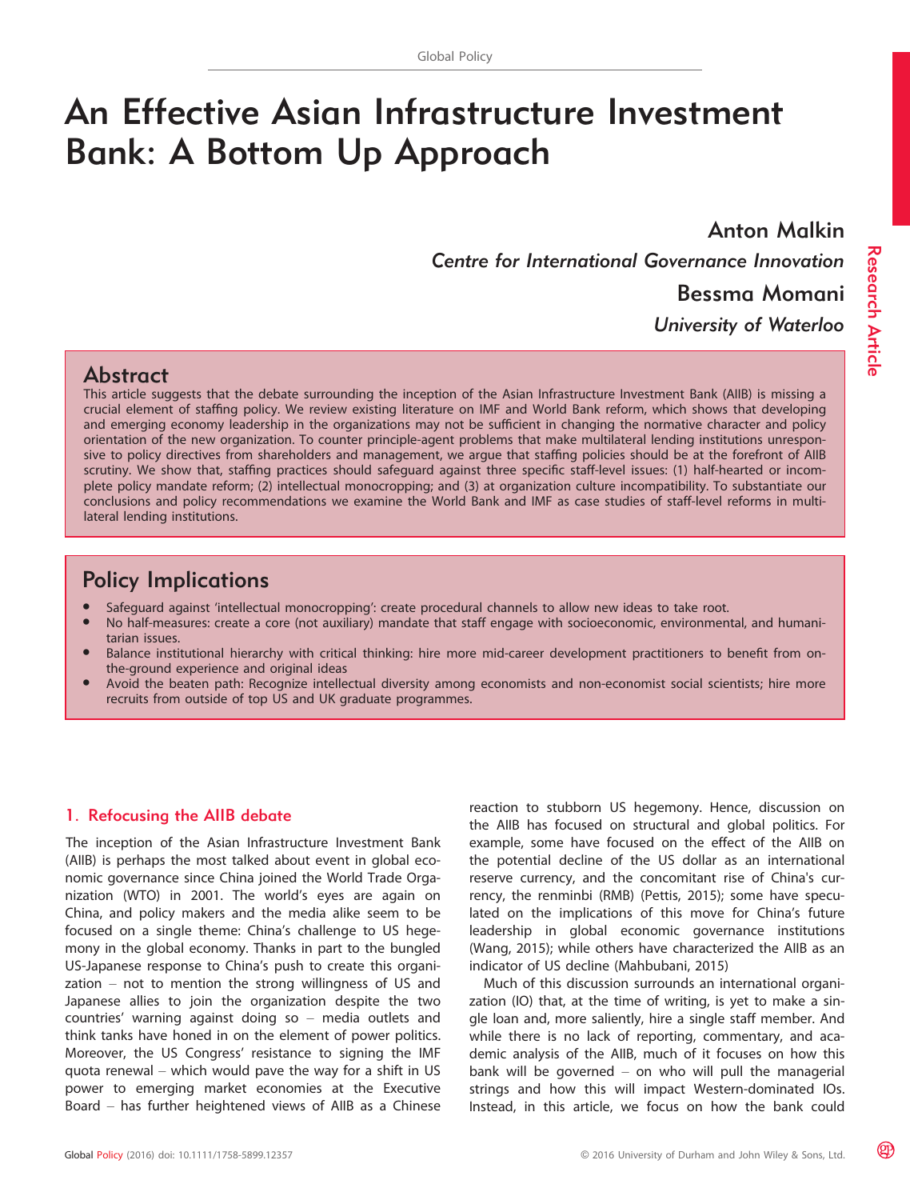# An Effective Asian Infrastructure Investment Bank: A Bottom Up Approach

**Anton Malkin**

*Centre for International Governance Innovation*

**Bessma Momani**

*University of Waterloo*

## Abstract

This article suggests that the debate surrounding the inception of the Asian Infrastructure Investment Bank (AIIB) is missing a crucial element of staffing policy. We review existing literature on IMF and World Bank reform, which shows that developing and emerging economy leadership in the organizations may not be sufficient in changing the normative character and policy orientation of the new organization. To counter principle-agent problems that make multilateral lending institutions unresponsive to policy directives from shareholders and management, we argue that staffing policies should be at the forefront of AIIB scrutiny. We show that, staffing practices should safeguard against three specific staff-level issues: (1) half-hearted or incomplete policy mandate reform; (2) intellectual monocropping; and (3) at organization culture incompatibility. To substantiate our conclusions and policy recommendations we examine the World Bank and IMF as case studies of staff-level reforms in multilateral lending institutions.

## Policy Implications

- Safeguard against 'intellectual monocropping': create procedural channels to allow new ideas to take root.
- No half-measures: create a core (not auxiliary) mandate that staff engage with socioeconomic, environmental, and humanitarian issues.
- Balance institutional hierarchy with critical thinking: hire more mid-career development practitioners to benefit from on-the-ground experience and original ideas
- Avoid the beaten path: Recognize intellectual diversity among economists and non-economist social scientists; hire more recruits from outside of top US and UK graduate programmes.

## 1. Refocusing the AIIB debate

The inception of the Asian Infrastructure Investment Bank (AIIB) is perhaps the most talked about event in global economic governance since China joined the World Trade Organization (WTO) in 2001. The world's eyes are again on China, and policy makers and the media alike seem to be focused on a single theme: China's challenge to US hegemony in the global economy. Thanks in part to the bungled US-Japanese response to China's push to create this organization – not to mention the strong willingness of US and Japanese allies to join the organization despite the two countries' warning against doing so – media outlets and think tanks have honed in on the element of power politics. Moreover, the US Congress' resistance to signing the IMF quota renewal – which would pave the way for a shift in US power to emerging market economies at the Executive Board – has further heightened views of AIIB as a Chinese reaction to stubborn US hegemony. Hence, discussion on the AIIB has focused on structural and global politics. For example, some have focused on the effect of the AIIB on the potential decline of the US dollar as an international reserve currency, and the concomitant rise of China's currency, the renminbi (RMB) (Pettis, 2015); some have speculated on the implications of this move for China's future leadership in global economic governance institutions (Wang, 2015); while others have characterized the AIIB as an indicator of US decline (Mahbubani, 2015)

Much of this discussion surrounds an international organization (IO) that, at the time of writing, is yet to make a single loan and, more saliently, hire a single staff member. And while there is no lack of reporting, commentary, and academic analysis of the AIIB, much of it focuses on how this bank will be governed – on who will pull the managerial strings and how this will impact Western-dominated IOs. Instead, in this article, we focus on how the bank could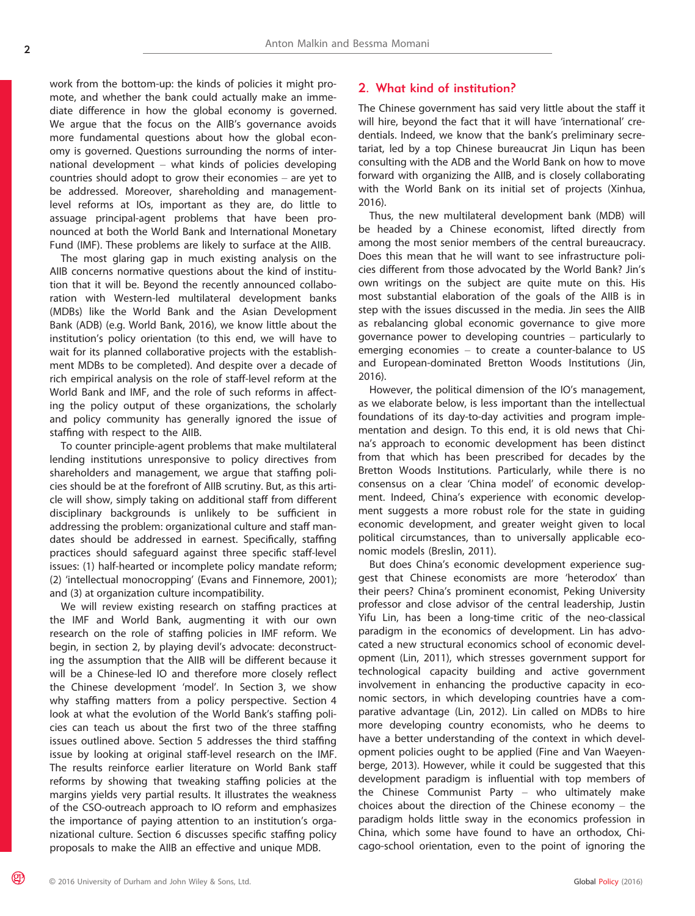work from the bottom-up: the kinds of policies it might promote, and whether the bank could actually make an immediate difference in how the global economy is governed. We argue that the focus on the AIIB's governance avoids more fundamental questions about how the global economy is governed. Questions surrounding the norms of international development – what kinds of policies developing countries should adopt to grow their economies – are yet to be addressed. Moreover, shareholding and management-level reforms at IOs, important as they are, do little to assuage principal-agent problems that have been pronounced at both the World Bank and International Monetary Fund (IMF). These problems are likely to surface at the AIIB.

The most glaring gap in much existing analysis on the AIIB concerns normative questions about the kind of institution that it will be. Beyond the recently announced collaboration with Western-led multilateral development banks (MDBs) like the World Bank and the Asian Development Bank (ADB) (e.g. World Bank, 2016), we know little about the institution's policy orientation (to this end, we will have to wait for its planned collaborative projects with the establishment MDBs to be completed). And despite over a decade of rich empirical analysis on the role of staff-level reform at the World Bank and IMF, and the role of such reforms in affecting the policy output of these organizations, the scholarly and policy community has generally ignored the issue of staffing with respect to the AIIB.

To counter principle-agent problems that make multilateral lending institutions unresponsive to policy directives from shareholders and management, we argue that staffing policies should be at the forefront of AIIB scrutiny. But, as this article will show, simply taking on additional staff from different disciplinary backgrounds is unlikely to be sufficient in addressing the problem: organizational culture and staff mandates should be addressed in earnest. Specifically, staffing practices should safeguard against three specific staff-level issues: (1) half-hearted or incomplete policy mandate reform; (2) 'intellectual monocropping' (Evans and Finnemore, 2001); and (3) at organization culture incompatibility.

We will review existing research on staffing practices at the IMF and World Bank, augmenting it with our own research on the role of staffing policies in IMF reform. We begin, in section 2, by playing devil's advocate: deconstructing the assumption that the AIIB will be different because it will be a Chinese-led IO and therefore more closely reflect the Chinese development 'model'. In Section 3, we show why staffing matters from a policy perspective. Section 4 look at what the evolution of the World Bank's staffing policies can teach us about the first two of the three staffing issues outlined above. Section 5 addresses the third staffing issue by looking at original staff-level research on the IMF. The results reinforce earlier literature on World Bank staff reforms by showing that tweaking staffing policies at the margins yields very partial results. It illustrates the weakness of the CSO-outreach approach to IO reform and emphasizes the importance of paying attention to an institution's organizational culture. Section 6 discusses specific staffing policy proposals to make the AIIB an effective and unique MDB.

## 2. What kind of institution?

The Chinese government has said very little about the staff it will hire, beyond the fact that it will have 'international' credentials. Indeed, we know that the bank's preliminary secretariat, led by a top Chinese bureaucrat Jin Liqun has been consulting with the ADB and the World Bank on how to move forward with organizing the AIIB, and is closely collaborating with the World Bank on its initial set of projects (Xinhua, 2016).

Thus, the new multilateral development bank (MDB) will be headed by a Chinese economist, lifted directly from among the most senior members of the central bureaucracy. Does this mean that he will want to see infrastructure policies different from those advocated by the World Bank? Jin's own writings on the subject are quite mute on this. His most substantial elaboration of the goals of the AIIB is in step with the issues discussed in the media. Jin sees the AIIB as rebalancing global economic governance to give more governance power to developing countries – particularly to emerging economies – to create a counter-balance to US and European-dominated Bretton Woods Institutions (Jin, 2016).

However, the political dimension of the IO's management, as we elaborate below, is less important than the intellectual foundations of its day-to-day activities and program implementation and design. To this end, it is old news that China's approach to economic development has been distinct from that which has been prescribed for decades by the Bretton Woods Institutions. Particularly, while there is no consensus on a clear 'China model' of economic development. Indeed, China's experience with economic development suggests a more robust role for the state in guiding economic development, and greater weight given to local political circumstances, than to universally applicable economic models (Breslin, 2011).

But does China's economic development experience suggest that Chinese economists are more 'heterodox' than their peers? China's prominent economist, Peking University professor and close advisor of the central leadership, Justin Yifu Lin, has been a long-time critic of the neo-classical paradigm in the economics of development. Lin has advocated a new structural economics school of economic development (Lin, 2011), which stresses government support for technological capacity building and active government involvement in enhancing the productive capacity in economic sectors, in which developing countries have a comparative advantage (Lin, 2012). Lin called on MDBs to hire more developing country economists, who he deems to have a better understanding of the context in which development policies ought to be applied (Fine and Van Waeyenberge, 2013). However, while it could be suggested that this development paradigm is influential with top members of the Chinese Communist Party – who ultimately make choices about the direction of the Chinese economy – the paradigm holds little sway in the economics profession in China, which some have found to have an orthodox, Chicago-school orientation, even to the point of ignoring the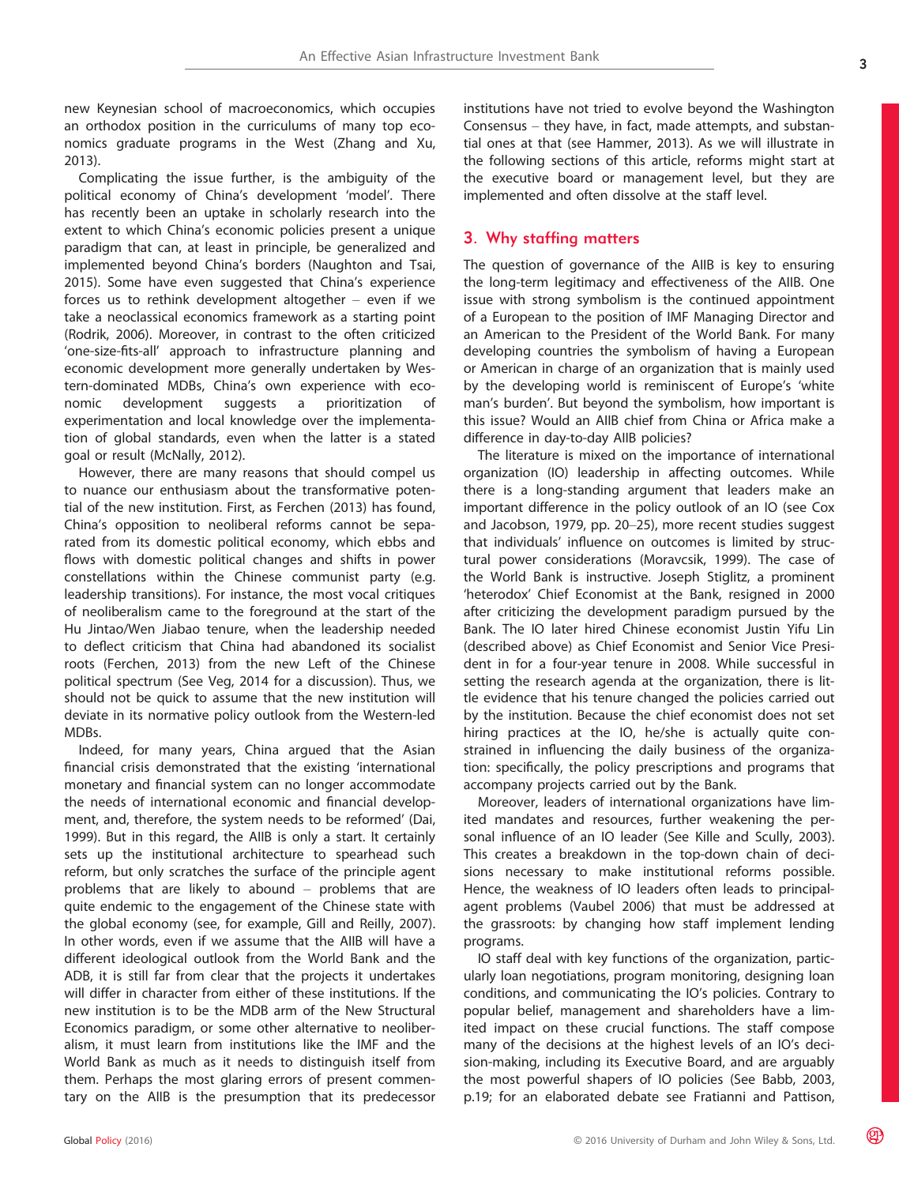new Keynesian school of macroeconomics, which occupies an orthodox position in the curriculums of many top economics graduate programs in the West (Zhang and Xu, 2013).

Complicating the issue further, is the ambiguity of the political economy of China's development 'model'. There has recently been an uptake in scholarly research into the extent to which China's economic policies present a unique paradigm that can, at least in principle, be generalized and implemented beyond China's borders (Naughton and Tsai, 2015). Some have even suggested that China's experience forces us to rethink development altogether – even if we take a neoclassical economics framework as a starting point (Rodrik, 2006). Moreover, in contrast to the often criticized 'one-size-fits-all' approach to infrastructure planning and economic development more generally undertaken by Western-dominated MDBs, China's own experience with economic development suggests a prioritization of experimentation and local knowledge over the implementation of global standards, even when the latter is a stated goal or result (McNally, 2012).

However, there are many reasons that should compel us to nuance our enthusiasm about the transformative potential of the new institution. First, as Ferchen (2013) has found, China's opposition to neoliberal reforms cannot be separated from its domestic political economy, which ebbs and flows with domestic political changes and shifts in power constellations within the Chinese communist party (e.g. leadership transitions). For instance, the most vocal critiques of neoliberalism came to the foreground at the start of the Hu Jintao/Wen Jiabao tenure, when the leadership needed to deflect criticism that China had abandoned its socialist roots (Ferchen, 2013) from the new Left of the Chinese political spectrum (See Veg, 2014 for a discussion). Thus, we should not be quick to assume that the new institution will deviate in its normative policy outlook from the Western-led MDBs.

Indeed, for many years, China argued that the Asian financial crisis demonstrated that the existing 'international monetary and financial system can no longer accommodate the needs of international economic and financial development, and, therefore, the system needs to be reformed' (Dai, 1999). But in this regard, the AIIB is only a start. It certainly sets up the institutional architecture to spearhead such reform, but only scratches the surface of the principle agent problems that are likely to abound – problems that are quite endemic to the engagement of the Chinese state with the global economy (see, for example, Gill and Reilly, 2007). In other words, even if we assume that the AIIB will have a different ideological outlook from the World Bank and the ADB, it is still far from clear that the projects it undertakes will differ in character from either of these institutions. If the new institution is to be the MDB arm of the New Structural Economics paradigm, or some other alternative to neoliberalism, it must learn from institutions like the IMF and the World Bank as much as it needs to distinguish itself from them. Perhaps the most glaring errors of present commentary on the AIIB is the presumption that its predecessor institutions have not tried to evolve beyond the Washington Consensus – they have, in fact, made attempts, and substantial ones at that (see Hammer, 2013). As we will illustrate in the following sections of this article, reforms might start at the executive board or management level, but they are implemented and often dissolve at the staff level.

## 3. Why staffing matters

The question of governance of the AIIB is key to ensuring the long-term legitimacy and effectiveness of the AIIB. One issue with strong symbolism is the continued appointment of a European to the position of IMF Managing Director and an American to the President of the World Bank. For many developing countries the symbolism of having a European or American in charge of an organization that is mainly used by the developing world is reminiscent of Europe's 'white man's burden'. But beyond the symbolism, how important is this issue? Would an AIIB chief from China or Africa make a difference in day-to-day AIIB policies?

The literature is mixed on the importance of international organization (IO) leadership in affecting outcomes. While there is a long-standing argument that leaders make an important difference in the policy outlook of an IO (see Cox and Jacobson, 1979, pp. 20–25), more recent studies suggest that individuals' influence on outcomes is limited by structural power considerations (Moravcsik, 1999). The case of the World Bank is instructive. Joseph Stiglitz, a prominent 'heterodox' Chief Economist at the Bank, resigned in 2000 after criticizing the development paradigm pursued by the Bank. The IO later hired Chinese economist Justin Yifu Lin (described above) as Chief Economist and Senior Vice President in for a four-year tenure in 2008. While successful in setting the research agenda at the organization, there is little evidence that his tenure changed the policies carried out by the institution. Because the chief economist does not set hiring practices at the IO, he/she is actually quite constrained in influencing the daily business of the organization: specifically, the policy prescriptions and programs that accompany projects carried out by the Bank.

Moreover, leaders of international organizations have limited mandates and resources, further weakening the personal influence of an IO leader (See Kille and Scully, 2003). This creates a breakdown in the top-down chain of decisions necessary to make institutional reforms possible. Hence, the weakness of IO leaders often leads to principal-agent problems (Vaubel 2006) that must be addressed at the grassroots: by changing how staff implement lending programs.

IO staff deal with key functions of the organization, particularly loan negotiations, program monitoring, designing loan conditions, and communicating the IO's policies. Contrary to popular belief, management and shareholders have a limited impact on these crucial functions. The staff compose many of the decisions at the highest levels of an IO's decision-making, including its Executive Board, and are arguably the most powerful shapers of IO policies (See Babb, 2003, p.19; for an elaborated debate see Fratianni and Pattison,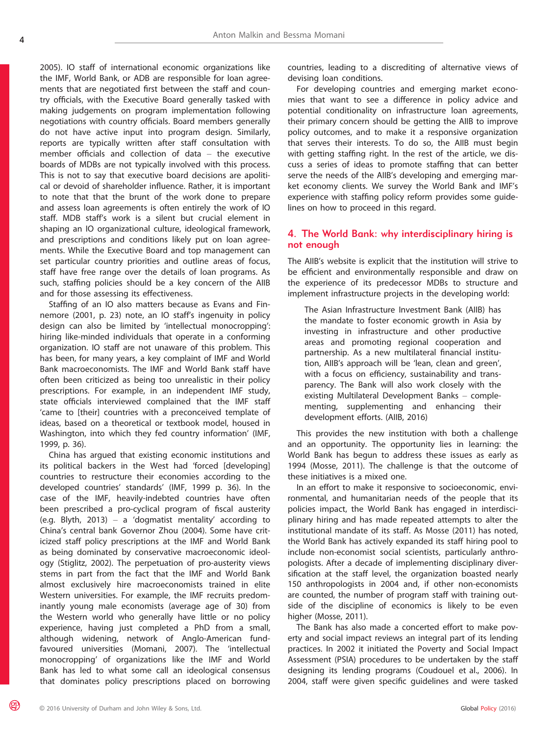2005). IO staff of international economic organizations like the IMF, World Bank, or ADB are responsible for loan agreements that are negotiated first between the staff and country officials, with the Executive Board generally tasked with making judgements on program implementation following negotiations with country officials. Board members generally do not have active input into program design. Similarly, reports are typically written after staff consultation with member officials and collection of data – the executive boards of MDBs are not typically involved with this process. This is not to say that executive board decisions are apolitical or devoid of shareholder influence. Rather, it is important to note that that the brunt of the work done to prepare and assess loan agreements is often entirely the work of IO staff. MDB staff's work is a silent but crucial element in shaping an IO organizational culture, ideological framework, and prescriptions and conditions likely put on loan agreements. While the Executive Board and top management can set particular country priorities and outline areas of focus, staff have free range over the details of loan programs. As such, staffing policies should be a key concern of the AIIB and for those assessing its effectiveness.

Staffing of an IO also matters because as Evans and Finnemore (2001, p. 23) note, an IO staff's ingenuity in policy design can also be limited by 'intellectual monocropping': hiring like-minded individuals that operate in a conforming organization. IO staff are not unaware of this problem. This has been, for many years, a key complaint of IMF and World Bank macroeconomists. The IMF and World Bank staff have often been criticized as being too unrealistic in their policy prescriptions. For example, in an independent IMF study, state officials interviewed complained that the IMF staff 'came to [their] countries with a preconceived template of ideas, based on a theoretical or textbook model, housed in Washington, into which they fed country information' (IMF, 1999, p. 36).

China has argued that existing economic institutions and its political backers in the West had 'forced [developing] countries to restructure their economies according to the developed countries' standards' (IMF, 1999 p. 36). In the case of the IMF, heavily-indebted countries have often been prescribed a pro-cyclical program of fiscal austerity (e.g. Blyth, 2013) – a 'dogmatist mentality' according to China's central bank Governor Zhou (2004). Some have criticized staff policy prescriptions at the IMF and World Bank as being dominated by conservative macroeconomic ideology (Stiglitz, 2002). The perpetuation of pro-austerity views stems in part from the fact that the IMF and World Bank almost exclusively hire macroeconomists trained in elite Western universities. For example, the IMF recruits predominantly young male economists (average age of 30) from the Western world who generally have little or no policy experience, having just completed a PhD from a small, although widening, network of Anglo-American fund-favoured universities (Momani, 2007). The 'intellectual monocropping' of organizations like the IMF and World Bank has led to what some call an ideological consensus that dominates policy prescriptions placed on borrowing countries, leading to a discrediting of alternative views of devising loan conditions.

For developing countries and emerging market economies that want to see a difference in policy advice and potential conditionality on infrastructure loan agreements, their primary concern should be getting the AIIB to improve policy outcomes, and to make it a responsive organization that serves their interests. To do so, the AIIB must begin with getting staffing right. In the rest of the article, we discuss a series of ideas to promote staffing that can better serve the needs of the AIIB's developing and emerging market economy clients. We survey the World Bank and IMF's experience with staffing policy reform provides some guidelines on how to proceed in this regard.

## 4. The World Bank: why interdisciplinary hiring is not enough

The AIIB's website is explicit that the institution will strive to be efficient and environmentally responsible and draw on the experience of its predecessor MDBs to structure and implement infrastructure projects in the developing world:

> The Asian Infrastructure Investment Bank (AIIB) has the mandate to foster economic growth in Asia by investing in infrastructure and other productive areas and promoting regional cooperation and partnership. As a new multilateral financial institution, AIIB's approach will be 'lean, clean and green', with a focus on efficiency, sustainability and transparency. The Bank will also work closely with the existing Multilateral Development Banks – complementing, supplementing and enhancing their development efforts. (AIIB, 2016)

This provides the new institution with both a challenge and an opportunity. The opportunity lies in learning: the World Bank has begun to address these issues as early as 1994 (Mosse, 2011). The challenge is that the outcome of these initiatives is a mixed one.

In an effort to make it responsive to socioeconomic, environmental, and humanitarian needs of the people that its policies impact, the World Bank has engaged in interdisciplinary hiring and has made repeated attempts to alter the institutional mandate of its staff. As Mosse (2011) has noted, the World Bank has actively expanded its staff hiring pool to include non-economist social scientists, particularly anthropologists. After a decade of implementing disciplinary diversification at the staff level, the organization boasted nearly 150 anthropologists in 2004 and, if other non-economists are counted, the number of program staff with training outside of the discipline of economics is likely to be even higher (Mosse, 2011).

The Bank has also made a concerted effort to make poverty and social impact reviews an integral part of its lending practices. In 2002 it initiated the Poverty and Social Impact Assessment (PSIA) procedures to be undertaken by the staff designing its lending programs (Coudouel et al., 2006). In 2004, staff were given specific guidelines and were tasked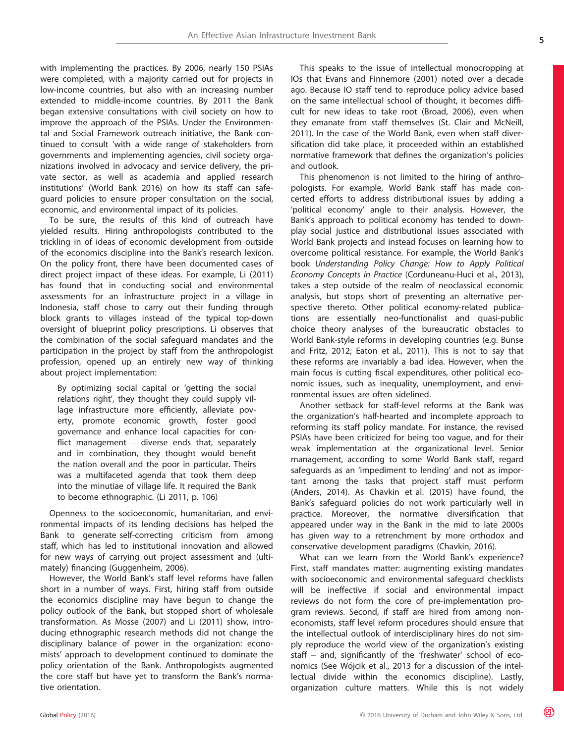with implementing the practices. By 2006, nearly 150 PSIAs were completed, with a majority carried out for projects in low-income countries, but also with an increasing number extended to middle-income countries. By 2011 the Bank began extensive consultations with civil society on how to improve the approach of the PSIAs. Under the Environmental and Social Framework outreach initiative, the Bank continued to consult 'with a wide range of stakeholders from governments and implementing agencies, civil society organizations involved in advocacy and service delivery, the private sector, as well as academia and applied research institutions' (World Bank 2016) on how its staff can safeguard policies to ensure proper consultation on the social, economic, and environmental impact of its policies.

To be sure, the results of this kind of outreach have yielded results. Hiring anthropologists contributed to the trickling in of ideas of economic development from outside of the economics discipline into the Bank's research lexicon. On the policy front, there have been documented cases of direct project impact of these ideas. For example, Li (2011) has found that in conducting social and environmental assessments for an infrastructure project in a village in Indonesia, staff chose to carry out their funding through block grants to villages instead of the typical top-down oversight of blueprint policy prescriptions. Li observes that the combination of the social safeguard mandates and the participation in the project by staff from the anthropologist profession, opened up an entirely new way of thinking about project implementation:

> By optimizing social capital or 'getting the social relations right', they thought they could supply village infrastructure more efficiently, alleviate poverty, promote economic growth, foster good governance and enhance local capacities for conflict management – diverse ends that, separately and in combination, they thought would benefit the nation overall and the poor in particular. Theirs was a multifaceted agenda that took them deep into the minutiae of village life. It required the Bank to become ethnographic. (Li 2011, p. 106)

Openness to the socioeconomic, humanitarian, and environmental impacts of its lending decisions has helped the Bank to generate self-correcting criticism from among staff, which has led to institutional innovation and allowed for new ways of carrying out project assessment and (ultimately) financing (Guggenheim, 2006).

However, the World Bank's staff level reforms have fallen short in a number of ways. First, hiring staff from outside the economics discipline may have begun to change the policy outlook of the Bank, but stopped short of wholesale transformation. As Mosse (2007) and Li (2011) show, introducing ethnographic research methods did not change the disciplinary balance of power in the organization: economists' approach to development continued to dominate the policy orientation of the Bank. Anthropologists augmented the core staff but have yet to transform the Bank's normative orientation.

This speaks to the issue of intellectual monocropping at IOs that Evans and Finnemore (2001) noted over a decade ago. Because IO staff tend to reproduce policy advice based on the same intellectual school of thought, it becomes difficult for new ideas to take root (Broad, 2006), even when they emanate from staff themselves (St. Clair and McNeill, 2011). In the case of the World Bank, even when staff diversification did take place, it proceeded within an established normative framework that defines the organization's policies and outlook.

This phenomenon is not limited to the hiring of anthropologists. For example, World Bank staff has made concerted efforts to address distributional issues by adding a 'political economy' angle to their analysis. However, the Bank's approach to political economy has tended to downplay social justice and distributional issues associated with World Bank projects and instead focuses on learning how to overcome political resistance. For example, the World Bank's book *Understanding Policy Change: How to Apply Political Economy Concepts in Practice* (Corduneanu-Huci et al., 2013), takes a step outside of the realm of neoclassical economic analysis, but stops short of presenting an alternative perspective thereto. Other political economy-related publications are essentially neo-functionalist and quasi-public choice theory analyses of the bureaucratic obstacles to World Bank-style reforms in developing countries (e.g. Bunse and Fritz, 2012; Eaton et al., 2011). This is not to say that these reforms are invariably a bad idea. However, when the main focus is cutting fiscal expenditures, other political economic issues, such as inequality, unemployment, and environmental issues are often sidelined.

Another setback for staff-level reforms at the Bank was the organization's half-hearted and incomplete approach to reforming its staff policy mandate. For instance, the revised PSIAs have been criticized for being too vague, and for their weak implementation at the organizational level. Senior management, according to some World Bank staff, regard safeguards as an 'impediment to lending' and not as important among the tasks that project staff must perform (Anders, 2014). As Chavkin et al. (2015) have found, the Bank's safeguard policies do not work particularly well in practice. Moreover, the normative diversification that appeared under way in the Bank in the mid to late 2000s has given way to a retrenchment by more orthodox and conservative development paradigms (Chavkin, 2016).

What can we learn from the World Bank's experience? First, staff mandates matter: augmenting existing mandates with socioeconomic and environmental safeguard checklists will be ineffective if social and environmental impact reviews do not form the core of pre-implementation program reviews. Second, if staff are hired from among non-economists, staff level reform procedures should ensure that the intellectual outlook of interdisciplinary hires do not simply reproduce the world view of the organization's existing staff – and, significantly of the 'freshwater' school of economics (See Wójcik et al., 2013 for a discussion of the intellectual divide within the economics discipline). Lastly, organization culture matters. While this is not widely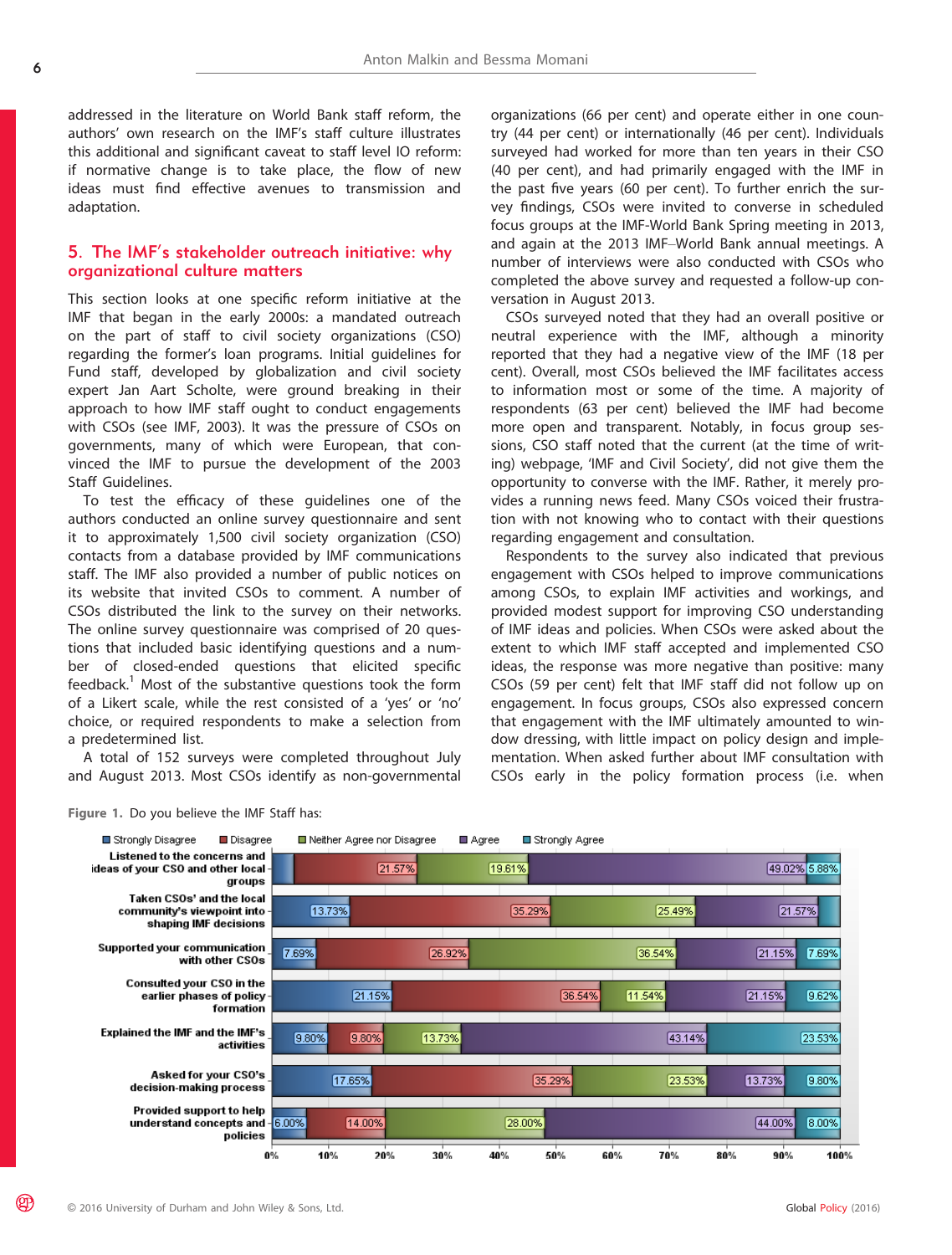addressed in the literature on World Bank staff reform, the authors' own research on the IMF's staff culture illustrates this additional and significant caveat to staff level IO reform: if normative change is to take place, the flow of new ideas must find effective avenues to transmission and adaptation.

## 5. The IMF's stakeholder outreach initiative: why organizational culture matters

This section looks at one specific reform initiative at the IMF that began in the early 2000s: a mandated outreach on the part of staff to civil society organizations (CSO) regarding the former's loan programs. Initial guidelines for Fund staff, developed by globalization and civil society expert Jan Aart Scholte, were ground breaking in their approach to how IMF staff ought to conduct engagements with CSOs (see IMF, 2003). It was the pressure of CSOs on governments, many of which were European, that convinced the IMF to pursue the development of the 2003 Staff Guidelines.

To test the efficacy of these guidelines one of the authors conducted an online survey questionnaire and sent it to approximately 1,500 civil society organization (CSO) contacts from a database provided by IMF communications staff. The IMF also provided a number of public notices on its website that invited CSOs to comment. A number of CSOs distributed the link to the survey on their networks. The online survey questionnaire was comprised of 20 questions that included basic identifying questions and a number of closed-ended questions that elicited specific feedback.[1] Most of the substantive questions took the form of a Likert scale, while the rest consisted of a 'yes' or 'no' choice, or required respondents to make a selection from a predetermined list.

A total of 152 surveys were completed throughout July and August 2013. Most CSOs identify as non-governmental organizations (66 per cent) and operate either in one country (44 per cent) or internationally (46 per cent). Individuals surveyed had worked for more than ten years in their CSO (40 per cent), and had primarily engaged with the IMF in the past five years (60 per cent). To further enrich the survey findings, CSOs were invited to converse in scheduled focus groups at the IMF-World Bank Spring meeting in 2013, and again at the 2013 IMF–World Bank annual meetings. A number of interviews were also conducted with CSOs who completed the above survey and requested a follow-up conversation in August 2013.

CSOs surveyed noted that they had an overall positive or neutral experience with the IMF, although a minority reported that they had a negative view of the IMF (18 per cent). Overall, most CSOs believed the IMF facilitates access to information most or some of the time. A majority of respondents (63 per cent) believed the IMF had become more open and transparent. Notably, in focus group sessions, CSO staff noted that the current (at the time of writing) webpage, 'IMF and Civil Society', did not give them the opportunity to converse with the IMF. Rather, it merely provides a running news feed. Many CSOs voiced their frustration with not knowing who to contact with their questions regarding engagement and consultation.

Respondents to the survey also indicated that previous engagement with CSOs helped to improve communications among CSOs, to explain IMF activities and workings, and provided modest support for improving CSO understanding of IMF ideas and policies. When CSOs were asked about the extent to which IMF staff accepted and implemented CSO ideas, the response was more negative than positive: many CSOs (59 per cent) felt that IMF staff did not follow up on engagement. In focus groups, CSOs also expressed concern that engagement with the IMF ultimately amounted to window dressing, with little impact on policy design and implementation. When asked further about IMF consultation with CSOs early in the policy formation process (i.e. when

**Figure 1.** Do you believe the IMF Staff has:

| | Strongly Disagree | Disagree | Neither Agree nor Disagree | Agree | Strongly Agree |
|---|---|---|---|---|---|
| Listened to the concerns and ideas of your CSO and other local groups | | 21.57% | 19.61% | 49.02% | 5.88% |
| Taken CSOs' and the local community's viewpoint into shaping IMF decisions | 13.73% | 35.29% | 25.49% | 21.57% | |
| Supported your communication with other CSOs | 7.69% | 26.92% | 36.54% | 21.15% | 7.69% |
| Consulted your CSO in the earlier phases of policy formation | 21.15% | 36.54% | 11.54% | 21.15% | 9.62% |
| Explained the IMF and the IMF's activities | 9.80% | 9.80% | 13.73% | 43.14% | 23.53% |
| Asked for your CSO's decision-making process | 17.65% | 35.29% | 23.53% | 13.73% | 9.80% |
| Provided support to help understand concepts and policies | 6.00% | 14.00% | 28.00% | 44.00% | 8.00% |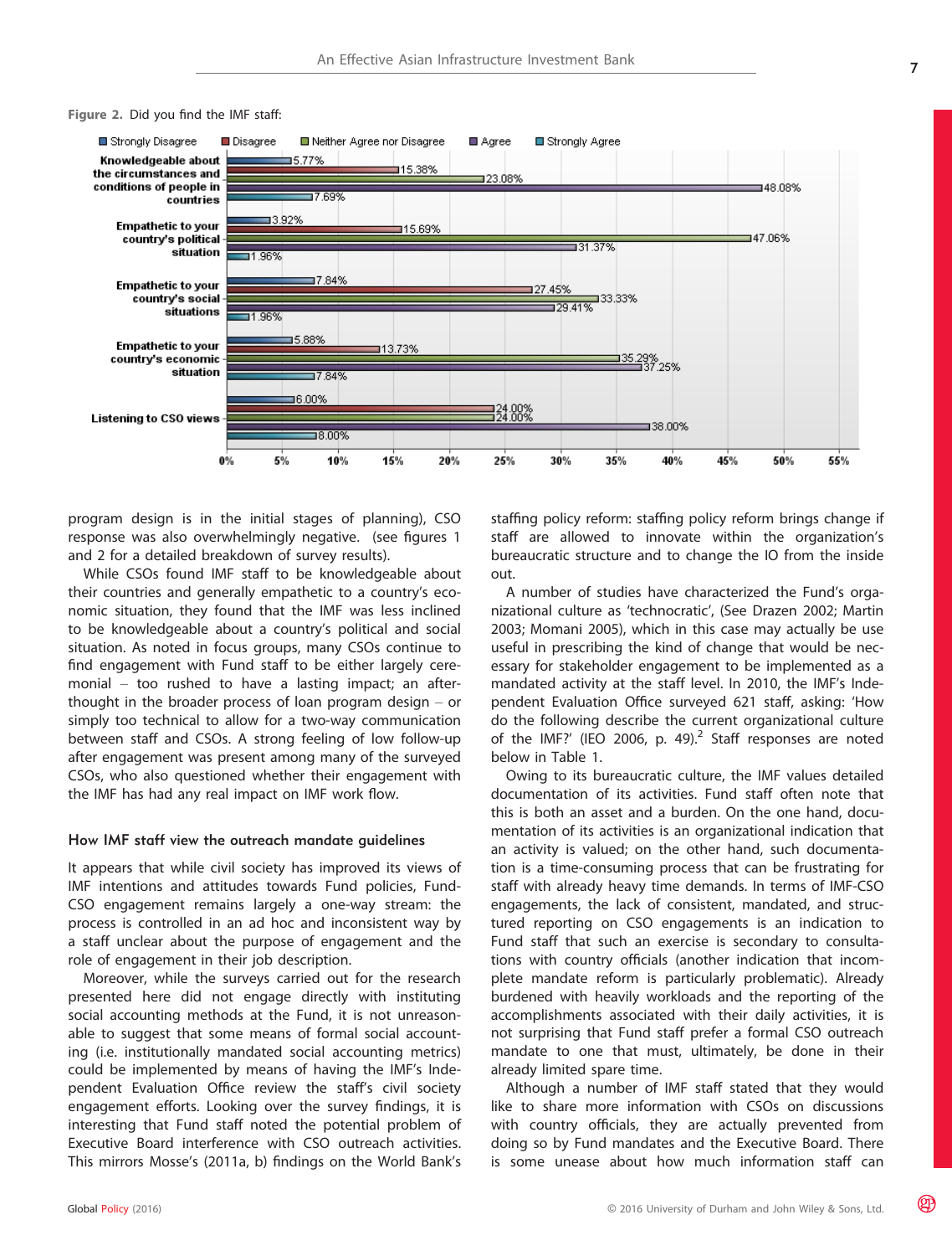Figure 2. Did you find the IMF staff:

| | Strongly Disagree | Disagree | Neither Agree nor Disagree | Agree | Strongly Agree |
|---|---|---|---|---|---|
| Knowledgeable about the circumstances and conditions of people in countries | 5.77% | 15.38% | 23.08% | 48.08% | 7.69% |
| Empathetic to your country's political situation | 3.92% | 15.69% | 47.06% | 31.37% | 1.96% |
| Empathetic to your country's social situations | 7.84% | 27.45% | 33.33% | 29.41% | 1.96% |
| Empathetic to your country's economic situation | 5.88% | 13.73% | 35.29% | 37.25% | 7.84% |
| Listening to CSO views | 6.00% | 24.00% | 24.00% | 38.00% | 8.00% |

program design is in the initial stages of planning), CSO response was also overwhelmingly negative. (see figures 1 and 2 for a detailed breakdown of survey results).

While CSOs found IMF staff to be knowledgeable about their countries and generally empathetic to a country's economic situation, they found that the IMF was less inclined to be knowledgeable about a country's political and social situation. As noted in focus groups, many CSOs continue to find engagement with Fund staff to be either largely ceremonial – too rushed to have a lasting impact; an afterthought in the broader process of loan program design – or simply too technical to allow for a two-way communication between staff and CSOs. A strong feeling of low follow-up after engagement was present among many of the surveyed CSOs, who also questioned whether their engagement with the IMF has had any real impact on IMF work flow.

### How IMF staff view the outreach mandate guidelines

It appears that while civil society has improved its views of IMF intentions and attitudes towards Fund policies, Fund-CSO engagement remains largely a one-way stream: the process is controlled in an ad hoc and inconsistent way by a staff unclear about the purpose of engagement and the role of engagement in their job description.

Moreover, while the surveys carried out for the research presented here did not engage directly with instituting social accounting methods at the Fund, it is not unreasonable to suggest that some means of formal social accounting (i.e. institutionally mandated social accounting metrics) could be implemented by means of having the IMF's Independent Evaluation Office review the staff's civil society engagement efforts. Looking over the survey findings, it is interesting that Fund staff noted the potential problem of Executive Board interference with CSO outreach activities. This mirrors Mosse's (2011a, b) findings on the World Bank's staffing policy reform: staffing policy reform brings change if staff are allowed to innovate within the organization's bureaucratic structure and to change the IO from the inside out.

A number of studies have characterized the Fund's organizational culture as 'technocratic', (See Drazen 2002; Martin 2003; Momani 2005), which in this case may actually be use useful in prescribing the kind of change that would be necessary for stakeholder engagement to be implemented as a mandated activity at the staff level. In 2010, the IMF's Independent Evaluation Office surveyed 621 staff, asking: 'How do the following describe the current organizational culture of the IMF?' (IEO 2006, p. 49).[2] Staff responses are noted below in Table 1.

Owing to its bureaucratic culture, the IMF values detailed documentation of its activities. Fund staff often note that this is both an asset and a burden. On the one hand, documentation of its activities is an organizational indication that an activity is valued; on the other hand, such documentation is a time-consuming process that can be frustrating for staff with already heavy time demands. In terms of IMF-CSO engagements, the lack of consistent, mandated, and structured reporting on CSO engagements is an indication to Fund staff that such an exercise is secondary to consultations with country officials (another indication that incomplete mandate reform is particularly problematic). Already burdened with heavily workloads and the reporting of the accomplishments associated with their daily activities, it is not surprising that Fund staff prefer a formal CSO outreach mandate to one that must, ultimately, be done in their already limited spare time.

Although a number of IMF staff stated that they would like to share more information with CSOs on discussions with country officials, they are actually prevented from doing so by Fund mandates and the Executive Board. There is some unease about how much information staff can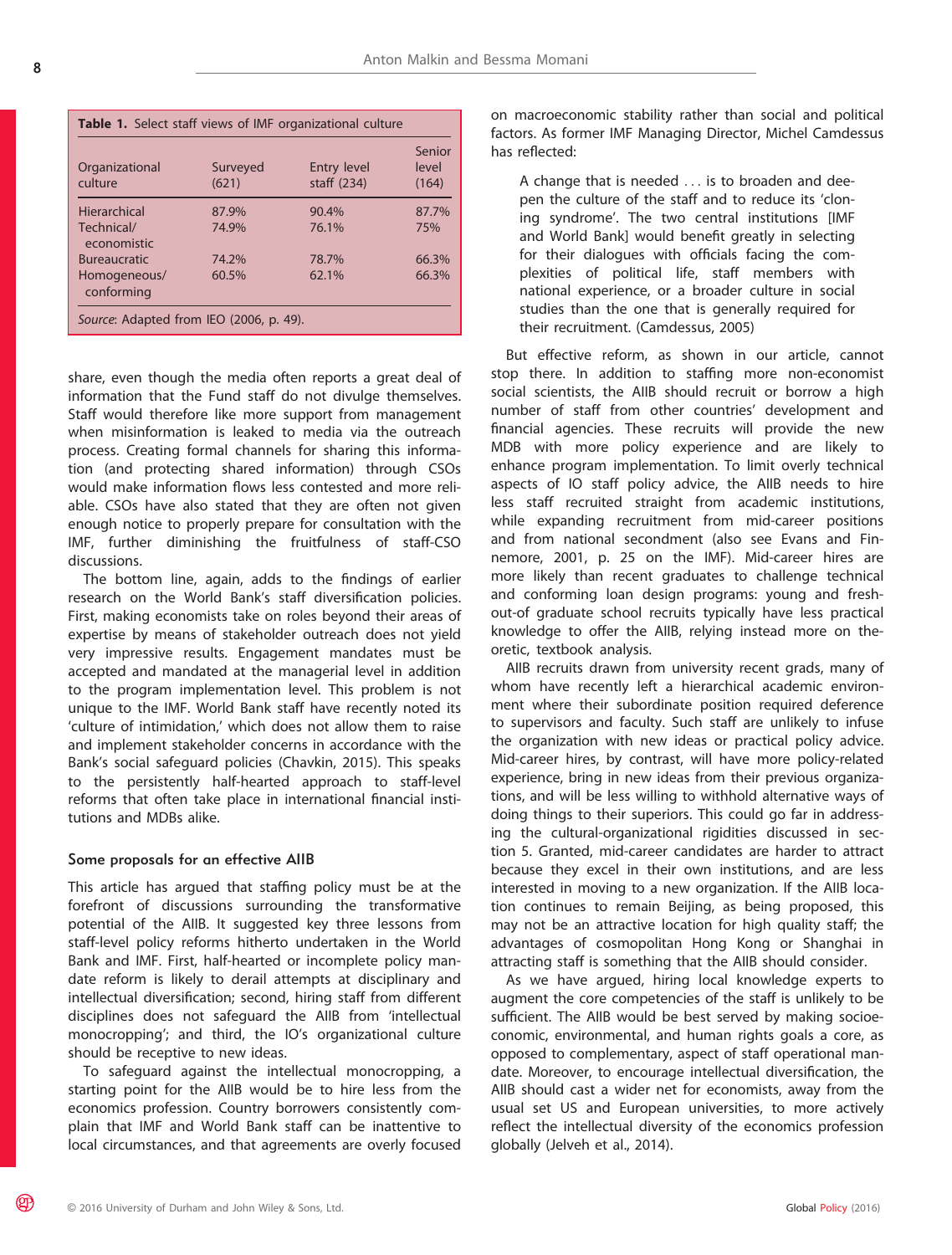**Table 1.** Select staff views of IMF organizational culture

| Organizational culture | Surveyed (621) | Entry level staff (234) | Senior level (164) |
|---|---|---|---|
| Hierarchical | 87.9% | 90.4% | 87.7% |
| Technical/ economistic | 74.9% | 76.1% | 75% |
| Bureaucratic | 74.2% | 78.7% | 66.3% |
| Homogeneous/ conforming | 60.5% | 62.1% | 66.3% |

*Source*: Adapted from IEO (2006, p. 49).

share, even though the media often reports a great deal of information that the Fund staff do not divulge themselves. Staff would therefore like more support from management when misinformation is leaked to media via the outreach process. Creating formal channels for sharing this information (and protecting shared information) through CSOs would make information flows less contested and more reliable. CSOs have also stated that they are often not given enough notice to properly prepare for consultation with the IMF, further diminishing the fruitfulness of staff-CSO discussions.

The bottom line, again, adds to the findings of earlier research on the World Bank's staff diversification policies. First, making economists take on roles beyond their areas of expertise by means of stakeholder outreach does not yield very impressive results. Engagement mandates must be accepted and mandated at the managerial level in addition to the program implementation level. This problem is not unique to the IMF. World Bank staff have recently noted its 'culture of intimidation,' which does not allow them to raise and implement stakeholder concerns in accordance with the Bank's social safeguard policies (Chavkin, 2015). This speaks to the persistently half-hearted approach to staff-level reforms that often take place in international financial institutions and MDBs alike.

### Some proposals for an effective AIIB

This article has argued that staffing policy must be at the forefront of discussions surrounding the transformative potential of the AIIB. It suggested key three lessons from staff-level policy reforms hitherto undertaken in the World Bank and IMF. First, half-hearted or incomplete policy mandate reform is likely to derail attempts at disciplinary and intellectual diversification; second, hiring staff from different disciplines does not safeguard the AIIB from 'intellectual monocropping'; and third, the IO's organizational culture should be receptive to new ideas.

To safeguard against the intellectual monocropping, a starting point for the AIIB would be to hire less from the economics profession. Country borrowers consistently complain that IMF and World Bank staff can be inattentive to local circumstances, and that agreements are overly focused on macroeconomic stability rather than social and political factors. As former IMF Managing Director, Michel Camdessus has reflected:

> A change that is needed ... is to broaden and deepen the culture of the staff and to reduce its 'cloning syndrome'. The two central institutions [IMF and World Bank] would benefit greatly in selecting for their dialogues with officials facing the complexities of political life, staff members with national experience, or a broader culture in social studies than the one that is generally required for their recruitment. (Camdessus, 2005)

But effective reform, as shown in our article, cannot stop there. In addition to staffing more non-economist social scientists, the AIIB should recruit or borrow a high number of staff from other countries' development and financial agencies. These recruits will provide the new MDB with more policy experience and are likely to enhance program implementation. To limit overly technical aspects of IO staff policy advice, the AIIB needs to hire less staff recruited straight from academic institutions, while expanding recruitment from mid-career positions and from national secondment (also see Evans and Finnemore, 2001, p. 25 on the IMF). Mid-career hires are more likely than recent graduates to challenge technical and conforming loan design programs: young and fresh-out-of graduate school recruits typically have less practical knowledge to offer the AIIB, relying instead more on theoretic, textbook analysis.

AIIB recruits drawn from university recent grads, many of whom have recently left a hierarchical academic environment where their subordinate position required deference to supervisors and faculty. Such staff are unlikely to infuse the organization with new ideas or practical policy advice. Mid-career hires, by contrast, will have more policy-related experience, bring in new ideas from their previous organizations, and will be less willing to withhold alternative ways of doing things to their superiors. This could go far in addressing the cultural-organizational rigidities discussed in section 5. Granted, mid-career candidates are harder to attract because they excel in their own institutions, and are less interested in moving to a new organization. If the AIIB location continues to remain Beijing, as being proposed, this may not be an attractive location for high quality staff; the advantages of cosmopolitan Hong Kong or Shanghai in attracting staff is something that the AIIB should consider.

As we have argued, hiring local knowledge experts to augment the core competencies of the staff is unlikely to be sufficient. The AIIB would be best served by making socioeconomic, environmental, and human rights goals a core, as opposed to complementary, aspect of staff operational mandate. Moreover, to encourage intellectual diversification, the AIIB should cast a wider net for economists, away from the usual set US and European universities, to more actively reflect the intellectual diversity of the economics profession globally (Jelveh et al., 2014).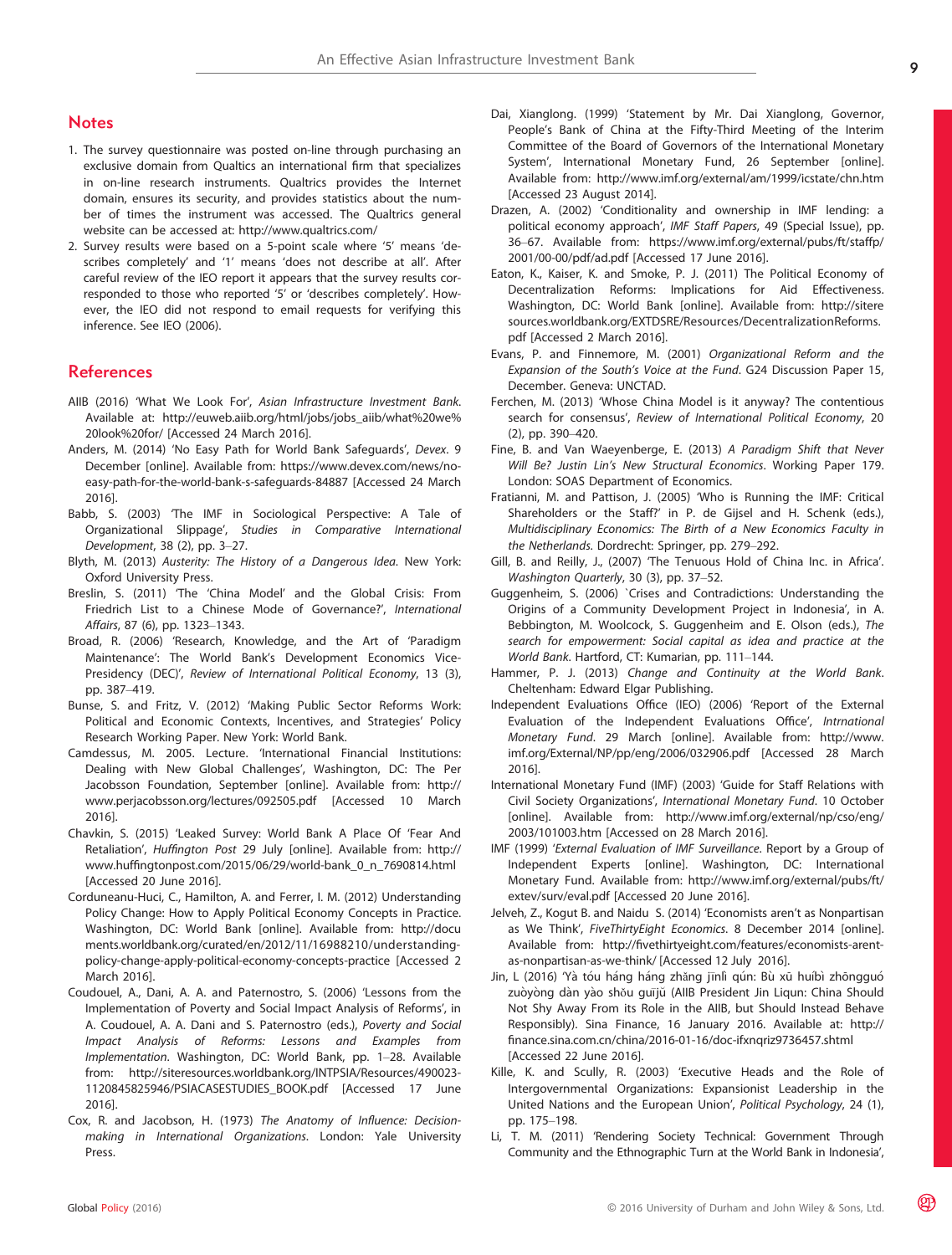## Notes

1. The survey questionnaire was posted on-line through purchasing an exclusive domain from Qualtics an international firm that specializes in on-line research instruments. Qualtrics provides the Internet domain, ensures its security, and provides statistics about the number of times the instrument was accessed. The Qualtrics general website can be accessed at: http://www.qualtrics.com/
2. Survey results were based on a 5-point scale where '5' means 'describes completely' and '1' means 'does not describe at all'. After careful review of the IEO report it appears that the survey results corresponded to those who reported '5' or 'describes completely'. However, the IEO did not respond to email requests for verifying this inference. See IEO (2006).

## References

AIIB (2016) 'What We Look For', *Asian Infrastructure Investment Bank*. Available at: http://euweb.aiib.org/html/jobs/jobs_aiib/what%20we%20look%20for/ [Accessed 24 March 2016].

Anders, M. (2014) 'No Easy Path for World Bank Safeguards', *Devex*. 9 December [online]. Available from: https://www.devex.com/news/no-easy-path-for-the-world-bank-s-safeguards-84887 [Accessed 24 March 2016].

Babb, S. (2003) 'The IMF in Sociological Perspective: A Tale of Organizational Slippage', *Studies in Comparative International Development*, 38 (2), pp. 3–27.

Blyth, M. (2013) *Austerity: The History of a Dangerous Idea*. New York: Oxford University Press.

Breslin, S. (2011) 'The 'China Model' and the Global Crisis: From Friedrich List to a Chinese Mode of Governance?', *International Affairs*, 87 (6), pp. 1323–1343.

Broad, R. (2006) 'Research, Knowledge, and the Art of 'Paradigm Maintenance': The World Bank's Development Economics Vice-Presidency (DEC)', *Review of International Political Economy*, 13 (3), pp. 387–419.

Bunse, S. and Fritz, V. (2012) 'Making Public Sector Reforms Work: Political and Economic Contexts, Incentives, and Strategies' Policy Research Working Paper. New York: World Bank.

Camdessus, M. 2005. Lecture. 'International Financial Institutions: Dealing with New Global Challenges', Washington, DC: The Per Jacobsson Foundation, September [online]. Available from: http://www.perjacobsson.org/lectures/092505.pdf [Accessed 10 March 2016].

Chavkin, S. (2015) 'Leaked Survey: World Bank A Place Of 'Fear And Retaliation', *Huffington Post* 29 July [online]. Available from: http://www.huffingtonpost.com/2015/06/29/world-bank_0_n_7690814.html [Accessed 20 June 2016].

Corduneanu-Huci, C., Hamilton, A. and Ferrer, I. M. (2012) Understanding Policy Change: How to Apply Political Economy Concepts in Practice. Washington, DC: World Bank [online]. Available from: http://documents.worldbank.org/curated/en/2012/11/16988210/understanding-policy-change-apply-political-economy-concepts-practice [Accessed 2 March 2016].

Coudouel, A., Dani, A. A. and Paternostro, S. (2006) 'Lessons from the Implementation of Poverty and Social Impact Analysis of Reforms', in A. Coudouel, A. A. Dani and S. Paternostro (eds.), *Poverty and Social Impact Analysis of Reforms: Lessons and Examples from Implementation*. Washington, DC: World Bank, pp. 1–28. Available from: http://siteresources.worldbank.org/INTPSIA/Resources/490023-1120845825946/PSIACASESTUDIES_BOOK.pdf [Accessed 17 June 2016].

Cox, R. and Jacobson, H. (1973) *The Anatomy of Influence: Decision-making in International Organizations*. London: Yale University Press.

Dai, Xianglong. (1999) 'Statement by Mr. Dai Xianglong, Governor, People's Bank of China at the Fifty-Third Meeting of the Interim Committee of the Board of Governors of the International Monetary System', International Monetary Fund, 26 September [online]. Available from: http://www.imf.org/external/am/1999/icstate/chn.htm [Accessed 23 August 2014].

Drazen, A. (2002) 'Conditionality and ownership in IMF lending: a political economy approach', *IMF Staff Papers*, 49 (Special Issue), pp. 36–67. Available from: https://www.imf.org/external/pubs/ft/staffp/2001/00-00/pdf/ad.pdf [Accessed 17 June 2016].

Eaton, K., Kaiser, K. and Smoke, P. J. (2011) The Political Economy of Decentralization Reforms: Implications for Aid Effectiveness. Washington, DC: World Bank [online]. Available from: http://siteresources.worldbank.org/EXTDSRE/Resources/DecentralizationReforms.pdf [Accessed 2 March 2016].

Evans, P. and Finnemore, M. (2001) *Organizational Reform and the Expansion of the South's Voice at the Fund*. G24 Discussion Paper 15, December. Geneva: UNCTAD.

Ferchen, M. (2013) 'Whose China Model is it anyway? The contentious search for consensus', *Review of International Political Economy*, 20 (2), pp. 390–420.

Fine, B. and Van Waeyenberge, E. (2013) *A Paradigm Shift that Never Will Be? Justin Lin's New Structural Economics*. Working Paper 179. London: SOAS Department of Economics.

Fratianni, M. and Pattison, J. (2005) 'Who is Running the IMF: Critical Shareholders or the Staff?' in P. de Gijsel and H. Schenk (eds.), *Multidisciplinary Economics: The Birth of a New Economics Faculty in the Netherlands*. Dordrecht: Springer, pp. 279–292.

Gill, B. and Reilly, J., (2007) 'The Tenuous Hold of China Inc. in Africa'. *Washington Quarterly*, 30 (3), pp. 37–52.

Guggenheim, S. (2006) `Crises and Contradictions: Understanding the Origins of a Community Development Project in Indonesia', in A. Bebbington, M. Woolcock, S. Guggenheim and E. Olson (eds.), *The search for empowerment: Social capital as idea and practice at the World Bank*. Hartford, CT: Kumarian, pp. 111–144.

Hammer, P. J. (2013) *Change and Continuity at the World Bank*. Cheltenham: Edward Elgar Publishing.

Independent Evaluations Office (IEO) (2006) 'Report of the External Evaluation of the Independent Evaluations Office', *Intrnational Monetary Fund*. 29 March [online]. Available from: http://www.imf.org/External/NP/pp/eng/2006/032906.pdf [Accessed 28 March 2016].

International Monetary Fund (IMF) (2003) 'Guide for Staff Relations with Civil Society Organizations', *International Monetary Fund*. 10 October [online]. Available from: http://www.imf.org/external/np/cso/eng/2003/101003.htm [Accessed on 28 March 2016].

IMF (1999) '*External Evaluation of IMF Surveillance*. Report by a Group of Independent Experts [online]. Washington, DC: International Monetary Fund. Available from: http://www.imf.org/external/pubs/ft/extev/surv/eval.pdf [Accessed 20 June 2016].

Jelveh, Z., Kogut B. and Naidu S. (2014) 'Economists aren't as Nonpartisan as We Think', *FiveThirtyEight Economics*. 8 December 2014 [online]. Available from: http://fivethirtyeight.com/features/economists-arent-as-nonpartisan-as-we-think/ [Accessed 12 July 2016].

Jin, L (2016) 'Yà tóu háng háng zhǎng jīnlì qún: Bù xū huíbì zhōngguó zuòyòng dàn yào shǒu guījù (AIIB President Jin Liqun: China Should Not Shy Away From its Role in the AIIB, but Should Instead Behave Responsibly). Sina Finance, 16 January 2016. Available at: http://finance.sina.com.cn/china/2016-01-16/doc-ifxnqriz9736457.shtml [Accessed 22 June 2016].

Kille, K. and Scully, R. (2003) 'Executive Heads and the Role of Intergovernmental Organizations: Expansionist Leadership in the United Nations and the European Union', *Political Psychology*, 24 (1), pp. 175–198.

Li, T. M. (2011) 'Rendering Society Technical: Government Through Community and the Ethnographic Turn at the World Bank in Indonesia',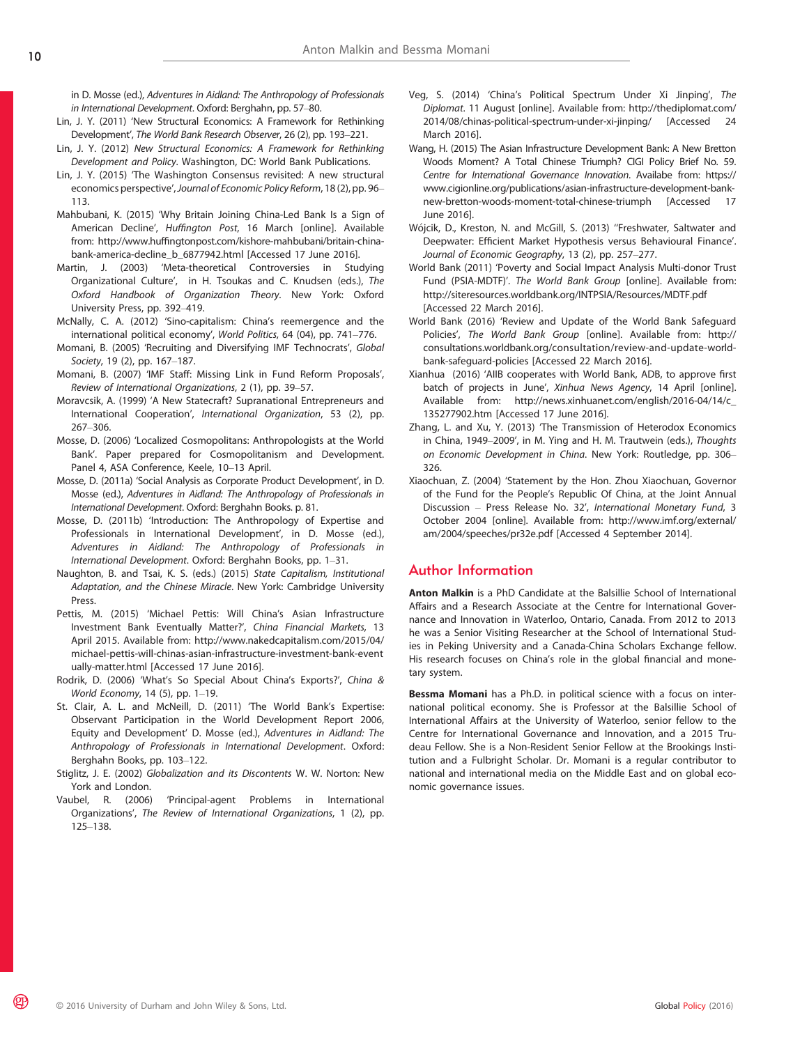in D. Mosse (ed.), *Adventures in Aidland: The Anthropology of Professionals in International Development*. Oxford: Berghahn, pp. 57–80.

Lin, J. Y. (2011) 'New Structural Economics: A Framework for Rethinking Development', *The World Bank Research Observer*, 26 (2), pp. 193–221.

Lin, J. Y. (2012) *New Structural Economics: A Framework for Rethinking Development and Policy*. Washington, DC: World Bank Publications.

Lin, J. Y. (2015) 'The Washington Consensus revisited: A new structural economics perspective', *Journal of Economic Policy Reform*, 18 (2), pp. 96–113.

Mahbubani, K. (2015) 'Why Britain Joining China-Led Bank Is a Sign of American Decline', *Huffington Post*, 16 March [online]. Available from: http://www.huffingtonpost.com/kishore-mahbubani/britain-china-bank-america-decline_b_6877942.html [Accessed 17 June 2016].

Martin, J. (2003) 'Meta-theoretical Controversies in Studying Organizational Culture', in H. Tsoukas and C. Knudsen (eds.), *The Oxford Handbook of Organization Theory*. New York: Oxford University Press, pp. 392–419.

McNally, C. A. (2012) 'Sino-capitalism: China's reemergence and the international political economy', *World Politics*, 64 (04), pp. 741–776.

Momani, B. (2005) 'Recruiting and Diversifying IMF Technocrats', *Global Society*, 19 (2), pp. 167–187.

Momani, B. (2007) 'IMF Staff: Missing Link in Fund Reform Proposals', *Review of International Organizations*, 2 (1), pp. 39–57.

Moravcsik, A. (1999) 'A New Statecraft? Supranational Entrepreneurs and International Cooperation', *International Organization*, 53 (2), pp. 267–306.

Mosse, D. (2006) 'Localized Cosmopolitans: Anthropologists at the World Bank'. Paper prepared for Cosmopolitanism and Development. Panel 4, ASA Conference, Keele, 10–13 April.

Mosse, D. (2011a) 'Social Analysis as Corporate Product Development', in D. Mosse (ed.), *Adventures in Aidland: The Anthropology of Professionals in International Development*. Oxford: Berghahn Books. p. 81.

Mosse, D. (2011b) 'Introduction: The Anthropology of Expertise and Professionals in International Development', in D. Mosse (ed.), *Adventures in Aidland: The Anthropology of Professionals in International Development*. Oxford: Berghahn Books, pp. 1–31.

Naughton, B. and Tsai, K. S. (eds.) (2015) *State Capitalism, Institutional Adaptation, and the Chinese Miracle*. New York: Cambridge University Press.

Pettis, M. (2015) 'Michael Pettis: Will China's Asian Infrastructure Investment Bank Eventually Matter?', *China Financial Markets*, 13 April 2015. Available from: http://www.nakedcapitalism.com/2015/04/michael-pettis-will-chinas-asian-infrastructure-investment-bank-eventually-matter.html [Accessed 17 June 2016].

Rodrik, D. (2006) 'What's So Special About China's Exports?', *China & World Economy*, 14 (5), pp. 1–19.

St. Clair, A. L. and McNeill, D. (2011) 'The World Bank's Expertise: Observant Participation in the World Development Report 2006, Equity and Development' D. Mosse (ed.), *Adventures in Aidland: The Anthropology of Professionals in International Development*. Oxford: Berghahn Books, pp. 103–122.

Stiglitz, J. E. (2002) *Globalization and its Discontents* W. W. Norton: New York and London.

Vaubel, R. (2006) 'Principal-agent Problems in International Organizations', *The Review of International Organizations*, 1 (2), pp. 125–138.

Veg, S. (2014) 'China's Political Spectrum Under Xi Jinping', *The Diplomat*. 11 August [online]. Available from: http://thediplomat.com/2014/08/chinas-political-spectrum-under-xi-jinping/ [Accessed 24 March 2016].

Wang, H. (2015) The Asian Infrastructure Development Bank: A New Bretton Woods Moment? A Total Chinese Triumph? CIGI Policy Brief No. 59. *Centre for International Governance Innovation*. Availabe from: https://www.cigionline.org/publications/asian-infrastructure-development-bank-new-bretton-woods-moment-total-chinese-triumph [Accessed 17 June 2016].

Wójcik, D., Kreston, N. and McGill, S. (2013) ''Freshwater, Saltwater and Deepwater: Efficient Market Hypothesis versus Behavioural Finance'. *Journal of Economic Geography*, 13 (2), pp. 257–277.

World Bank (2011) 'Poverty and Social Impact Analysis Multi-donor Trust Fund (PSIA-MDTF)'. *The World Bank Group* [online]. Available from: http://siteresources.worldbank.org/INTPSIA/Resources/MDTF.pdf [Accessed 22 March 2016].

World Bank (2016) 'Review and Update of the World Bank Safeguard Policies', *The World Bank Group* [online]. Available from: http://consultations.worldbank.org/consultation/review-and-update-world-bank-safeguard-policies [Accessed 22 March 2016].

Xianhua (2016) 'AIIB cooperates with World Bank, ADB, to approve first batch of projects in June', *Xinhua News Agency*, 14 April [online]. Available from: http://news.xinhuanet.com/english/2016-04/14/c_135277902.htm [Accessed 17 June 2016].

Zhang, L. and Xu, Y. (2013) 'The Transmission of Heterodox Economics in China, 1949–2009', in M. Ying and H. M. Trautwein (eds.), *Thoughts on Economic Development in China*. New York: Routledge, pp. 306–326.

Xiaochuan, Z. (2004) 'Statement by the Hon. Zhou Xiaochuan, Governor of the Fund for the People's Republic Of China, at the Joint Annual Discussion – Press Release No. 32', *International Monetary Fund*, 3 October 2004 [online]. Available from: http://www.imf.org/external/am/2004/speeches/pr32e.pdf [Accessed 4 September 2014].

## Author Information

**Anton Malkin** is a PhD Candidate at the Balsillie School of International Affairs and a Research Associate at the Centre for International Governance and Innovation in Waterloo, Ontario, Canada. From 2012 to 2013 he was a Senior Visiting Researcher at the School of International Studies in Peking University and a Canada-China Scholars Exchange fellow. His research focuses on China's role in the global financial and monetary system.

**Bessma Momani** has a Ph.D. in political science with a focus on international political economy. She is Professor at the Balsillie School of International Affairs at the University of Waterloo, senior fellow to the Centre for International Governance and Innovation, and a 2015 Trudeau Fellow. She is a Non-Resident Senior Fellow at the Brookings Institution and a Fulbright Scholar. Dr. Momani is a regular contributor to national and international media on the Middle East and on global economic governance issues.